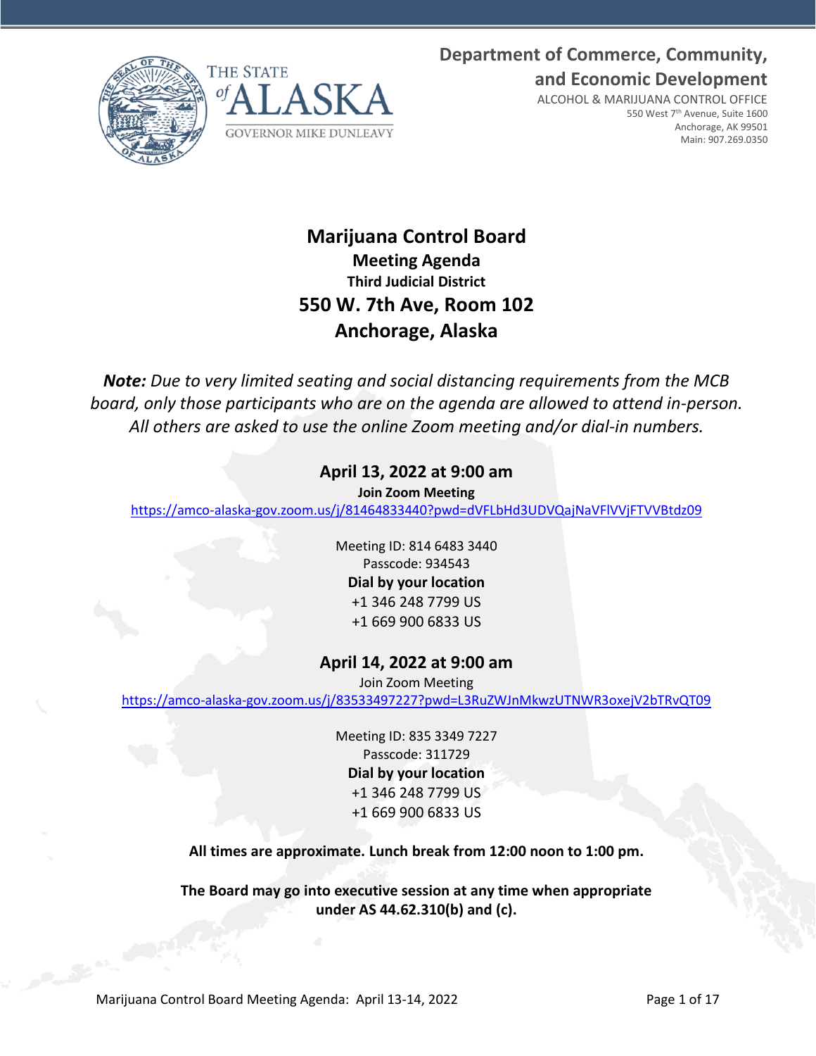THE STATE of ALASKA

GOVERNOR MIKE DUNLEAVY

**Department of Commerce, Community, and Economic Development**

ALCOHOL & MARIJUANA CONTROL OFFICE
550 West 7th Avenue, Suite 1600
Anchorage, AK 99501
Main: 907.269.0350

# Marijuana Control Board

## Meeting Agenda

### Third Judicial District

## 550 W. 7th Ave, Room 102

## Anchorage, Alaska

***Note:*** *Due to very limited seating and social distancing requirements from the MCB board, only those participants who are on the agenda are allowed to attend in-person. All others are asked to use the online Zoom meeting and/or dial-in numbers.*

### April 13, 2022 at 9:00 am

**Join Zoom Meeting**

https://amco-alaska-gov.zoom.us/j/81464833440?pwd=dVFLbHd3UDVQajNaVFlVVjFTVVBtdz09

Meeting ID: 814 6483 3440
Passcode: 934543

**Dial by your location**

+1 346 248 7799 US
+1 669 900 6833 US

### April 14, 2022 at 9:00 am

Join Zoom Meeting

https://amco-alaska-gov.zoom.us/j/83533497227?pwd=L3RuZWJnMkwzUTNWR3oxejV2bTRvQT09

Meeting ID: 835 3349 7227
Passcode: 311729

**Dial by your location**

+1 346 248 7799 US
+1 669 900 6833 US

**All times are approximate. Lunch break from 12:00 noon to 1:00 pm.**

**The Board may go into executive session at any time when appropriate under AS 44.62.310(b) and (c).**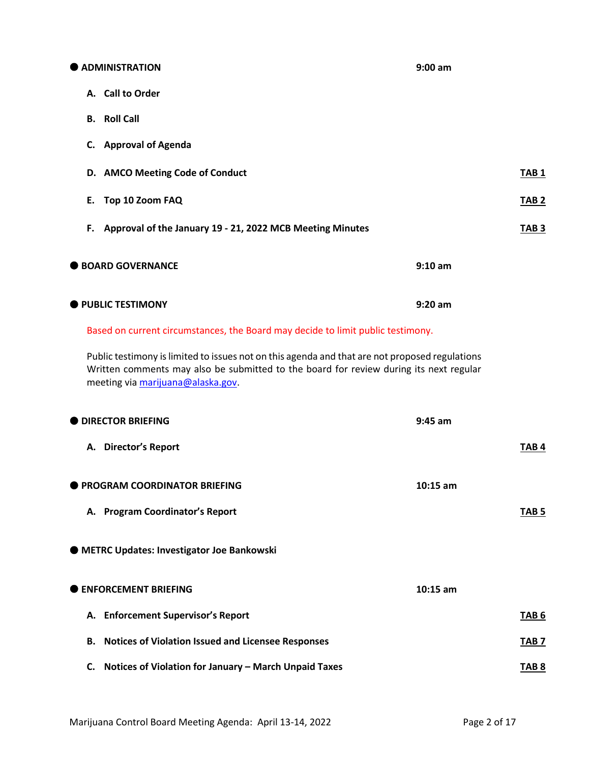## ● ADMINISTRATION — 9:00 am

**A. Call to Order**

**B. Roll Call**

**C. Approval of Agenda**

**D. AMCO Meeting Code of Conduct** — **TAB 1**

**E. Top 10 Zoom FAQ** — **TAB 2**

**F. Approval of the January 19 - 21, 2022 MCB Meeting Minutes** — **TAB 3**

## ● BOARD GOVERNANCE — 9:10 am

## ● PUBLIC TESTIMONY — 9:20 am

Based on current circumstances, the Board may decide to limit public testimony.

Public testimony is limited to issues not on this agenda and that are not proposed regulations Written comments may also be submitted to the board for review during its next regular meeting via [marijuana@alaska.gov](mailto:marijuana@alaska.gov).

## ● DIRECTOR BRIEFING — 9:45 am

**A. Director's Report** — **TAB 4**

## ● PROGRAM COORDINATOR BRIEFING — 10:15 am

**A. Program Coordinator's Report** — **TAB 5**

## ● METRC Updates: Investigator Joe Bankowski

## ● ENFORCEMENT BRIEFING — 10:15 am

**A. Enforcement Supervisor's Report** — **TAB 6**

**B. Notices of Violation Issued and Licensee Responses** — **TAB 7**

**C. Notices of Violation for January – March Unpaid Taxes** — **TAB 8**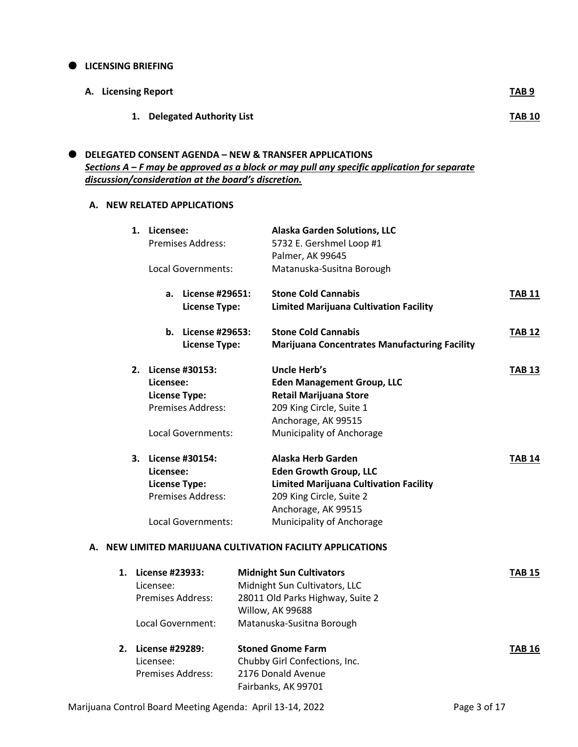- **LICENSING BRIEFING**

**A. Licensing Report** **TAB 9**

**1. Delegated Authority List** **TAB 10**

- **DELEGATED CONSENT AGENDA – NEW & TRANSFER APPLICATIONS**

***Sections A – F may be approved as a block or may pull any specific application for separate discussion/consideration at the board's discretion.***

**A. NEW RELATED APPLICATIONS**

1. **Licensee:** **Alaska Garden Solutions, LLC**
   Premises Address: 5732 E. Gershmel Loop #1
   Palmer, AK 99645
   Local Governments: Matanuska-Susitna Borough

   a. **License #29651:** **Stone Cold Cannabis** **TAB 11**
      **License Type:** **Limited Marijuana Cultivation Facility**

   b. **License #29653:** **Stone Cold Cannabis** **TAB 12**
      **License Type:** **Marijuana Concentrates Manufacturing Facility**

2. **License #30153:** **Uncle Herb's** **TAB 13**
   **Licensee:** **Eden Management Group, LLC**
   **License Type:** **Retail Marijuana Store**
   Premises Address: 209 King Circle, Suite 1
   Anchorage, AK 99515
   Local Governments: Municipality of Anchorage

3. **License #30154:** **Alaska Herb Garden** **TAB 14**
   **Licensee:** **Eden Growth Group, LLC**
   **License Type:** **Limited Marijuana Cultivation Facility**
   Premises Address: 209 King Circle, Suite 2
   Anchorage, AK 99515
   Local Governments: Municipality of Anchorage

**A. NEW LIMITED MARIJUANA CULTIVATION FACILITY APPLICATIONS**

1. **License #23933:** **Midnight Sun Cultivators** **TAB 15**
   Licensee: Midnight Sun Cultivators, LLC
   Premises Address: 28011 Old Parks Highway, Suite 2
   Willow, AK 99688
   Local Government: Matanuska-Susitna Borough

2. **License #29289:** **Stoned Gnome Farm** **TAB 16**
   Licensee: Chubby Girl Confections, Inc.
   Premises Address: 2176 Donald Avenue
   Fairbanks, AK 99701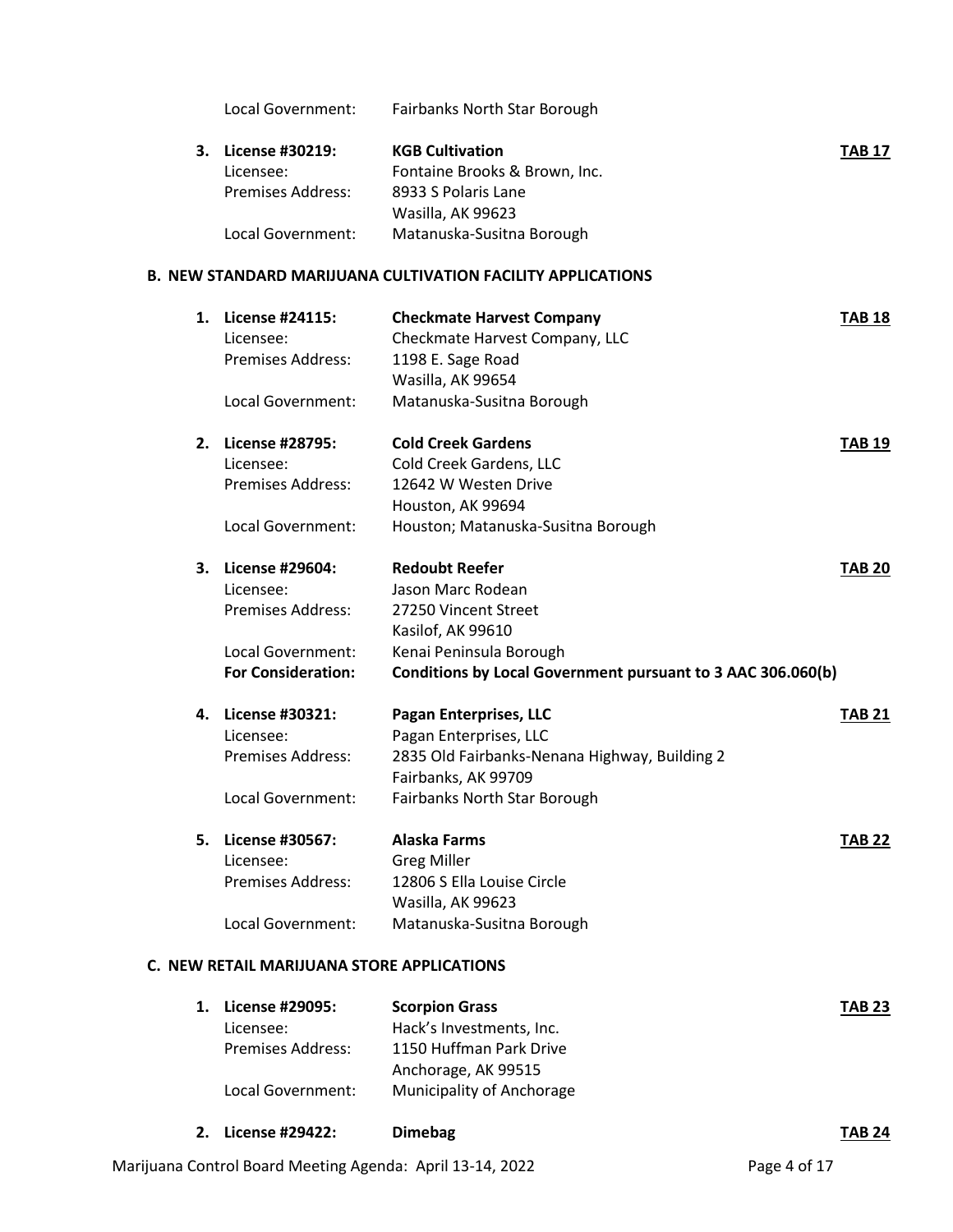Local Government: Fairbanks North Star Borough

3. **License #30219:** **KGB Cultivation** **TAB 17**
   Licensee: Fontaine Brooks & Brown, Inc.
   Premises Address: 8933 S Polaris Lane
   Wasilla, AK 99623
   Local Government: Matanuska-Susitna Borough

### B. NEW STANDARD MARIJUANA CULTIVATION FACILITY APPLICATIONS

1. **License #24115:** **Checkmate Harvest Company** **TAB 18**
   Licensee: Checkmate Harvest Company, LLC
   Premises Address: 1198 E. Sage Road
   Wasilla, AK 99654
   Local Government: Matanuska-Susitna Borough

2. **License #28795:** **Cold Creek Gardens** **TAB 19**
   Licensee: Cold Creek Gardens, LLC
   Premises Address: 12642 W Westen Drive
   Houston, AK 99694
   Local Government: Houston; Matanuska-Susitna Borough

3. **License #29604:** **Redoubt Reefer** **TAB 20**
   Licensee: Jason Marc Rodean
   Premises Address: 27250 Vincent Street
   Kasilof, AK 99610
   Local Government: Kenai Peninsula Borough
   **For Consideration:** **Conditions by Local Government pursuant to 3 AAC 306.060(b)**

4. **License #30321:** **Pagan Enterprises, LLC** **TAB 21**
   Licensee: Pagan Enterprises, LLC
   Premises Address: 2835 Old Fairbanks-Nenana Highway, Building 2
   Fairbanks, AK 99709
   Local Government: Fairbanks North Star Borough

5. **License #30567:** **Alaska Farms** **TAB 22**
   Licensee: Greg Miller
   Premises Address: 12806 S Ella Louise Circle
   Wasilla, AK 99623
   Local Government: Matanuska-Susitna Borough

### C. NEW RETAIL MARIJUANA STORE APPLICATIONS

1. **License #29095:** **Scorpion Grass** **TAB 23**
   Licensee: Hack's Investments, Inc.
   Premises Address: 1150 Huffman Park Drive
   Anchorage, AK 99515
   Local Government: Municipality of Anchorage

2. **License #29422:** **Dimebag** **TAB 24**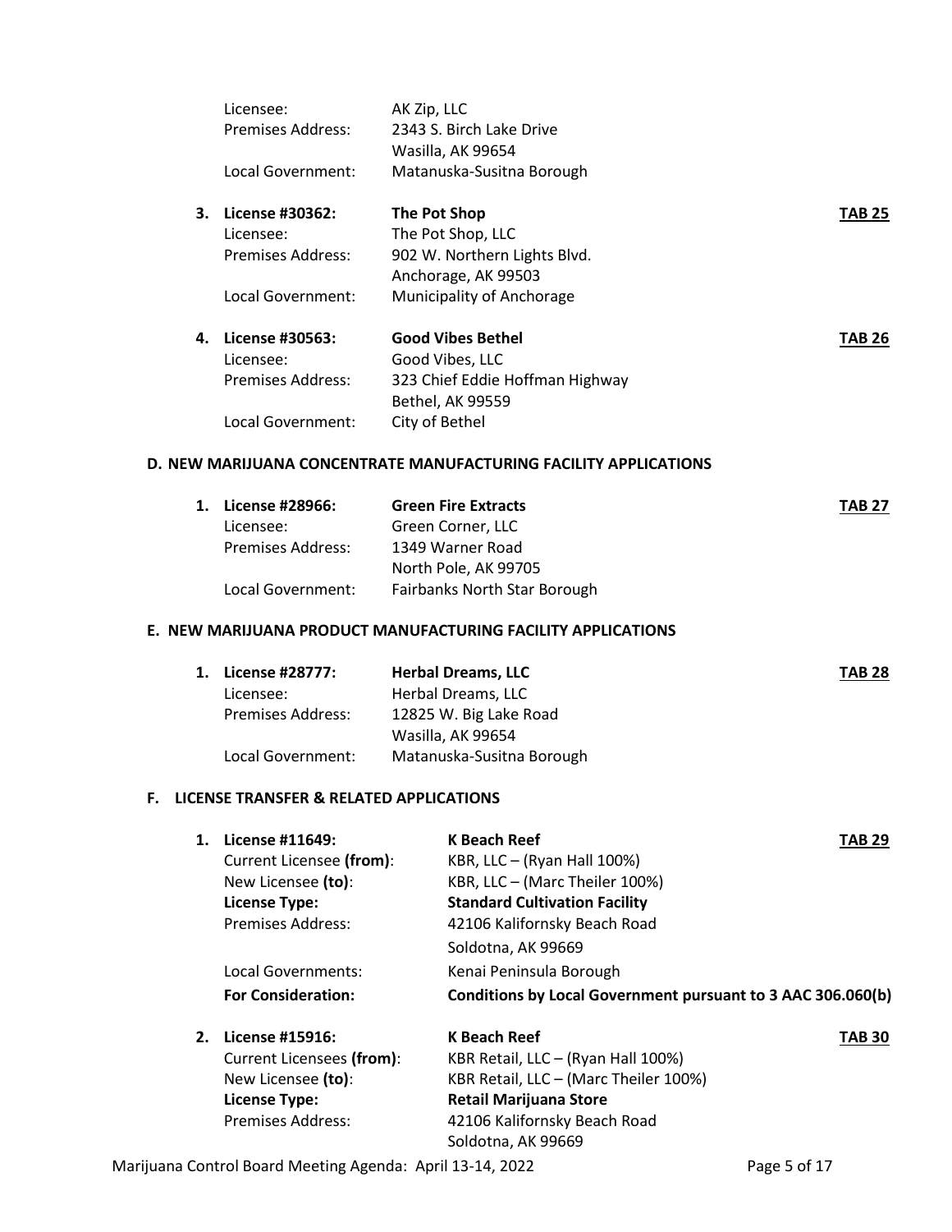Licensee: AK Zip, LLC
Premises Address: 2343 S. Birch Lake Drive
Wasilla, AK 99654
Local Government: Matanuska-Susitna Borough

3. **License #30362:** **The Pot Shop** **TAB 25**
   Licensee: The Pot Shop, LLC
   Premises Address: 902 W. Northern Lights Blvd.
   Anchorage, AK 99503
   Local Government: Municipality of Anchorage

4. **License #30563:** **Good Vibes Bethel** **TAB 26**
   Licensee: Good Vibes, LLC
   Premises Address: 323 Chief Eddie Hoffman Highway
   Bethel, AK 99559
   Local Government: City of Bethel

**D. NEW MARIJUANA CONCENTRATE MANUFACTURING FACILITY APPLICATIONS**

1. **License #28966:** **Green Fire Extracts** **TAB 27**
   Licensee: Green Corner, LLC
   Premises Address: 1349 Warner Road
   North Pole, AK 99705
   Local Government: Fairbanks North Star Borough

**E. NEW MARIJUANA PRODUCT MANUFACTURING FACILITY APPLICATIONS**

1. **License #28777:** **Herbal Dreams, LLC** **TAB 28**
   Licensee: Herbal Dreams, LLC
   Premises Address: 12825 W. Big Lake Road
   Wasilla, AK 99654
   Local Government: Matanuska-Susitna Borough

**F. LICENSE TRANSFER & RELATED APPLICATIONS**

1. **License #11649:** **K Beach Reef** **TAB 29**
   Current Licensee **(from)**: KBR, LLC – (Ryan Hall 100%)
   New Licensee **(to)**: KBR, LLC – (Marc Theiler 100%)
   **License Type:** **Standard Cultivation Facility**
   Premises Address: 42106 Kalifornsky Beach Road
   Soldotna, AK 99669
   Local Governments: Kenai Peninsula Borough
   **For Consideration:** **Conditions by Local Government pursuant to 3 AAC 306.060(b)**

2. **License #15916:** **K Beach Reef** **TAB 30**
   Current Licensees **(from)**: KBR Retail, LLC – (Ryan Hall 100%)
   New Licensee **(to)**: KBR Retail, LLC – (Marc Theiler 100%)
   **License Type:** **Retail Marijuana Store**
   Premises Address: 42106 Kalifornsky Beach Road
   Soldotna, AK 99669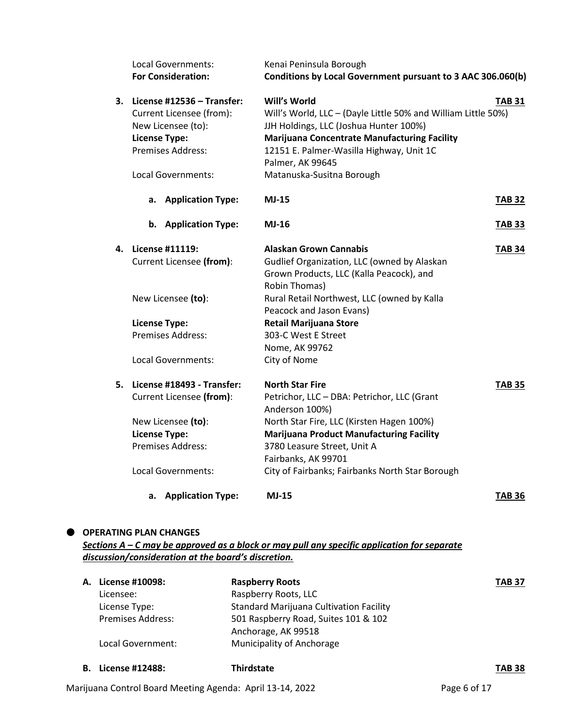Local Governments: Kenai Peninsula Borough
**For Consideration:** **Conditions by Local Government pursuant to 3 AAC 306.060(b)**

**3. License #12536 – Transfer:** **Will's World** **TAB 31**
Current Licensee (from): Will's World, LLC – (Dayle Little 50% and William Little 50%)
New Licensee (to): JJH Holdings, LLC (Joshua Hunter 100%)
**License Type:** **Marijuana Concentrate Manufacturing Facility**
Premises Address: 12151 E. Palmer-Wasilla Highway, Unit 1C
Palmer, AK 99645
Local Governments: Matanuska-Susitna Borough

- **a. Application Type:** **MJ-15** **TAB 32**
- **b. Application Type:** **MJ-16** **TAB 33**

**4. License #11119:** **Alaskan Grown Cannabis** **TAB 34**
Current Licensee **(from)**: Gudlief Organization, LLC (owned by Alaskan Grown Products, LLC (Kalla Peacock), and Robin Thomas)
New Licensee **(to)**: Rural Retail Northwest, LLC (owned by Kalla Peacock and Jason Evans)
**License Type:** **Retail Marijuana Store**
Premises Address: 303-C West E Street
Nome, AK 99762
Local Governments: City of Nome

**5. License #18493 - Transfer:** **North Star Fire** **TAB 35**
Current Licensee **(from)**: Petrichor, LLC – DBA: Petrichor, LLC (Grant Anderson 100%)
New Licensee **(to)**: North Star Fire, LLC (Kirsten Hagen 100%)
**License Type:** **Marijuana Product Manufacturing Facility**
Premises Address: 3780 Leasure Street, Unit A
Fairbanks, AK 99701
Local Governments: City of Fairbanks; Fairbanks North Star Borough

- **a. Application Type:** **MJ-15** **TAB 36**

## OPERATING PLAN CHANGES

***Sections A – C may be approved as a block or may pull any specific application for separate discussion/consideration at the board's discretion.***

**A. License #10098:** **Raspberry Roots** **TAB 37**
Licensee: Raspberry Roots, LLC
License Type: Standard Marijuana Cultivation Facility
Premises Address: 501 Raspberry Road, Suites 101 & 102
Anchorage, AK 99518
Local Government: Municipality of Anchorage

**B. License #12488:** **Thirdstate** **TAB 38**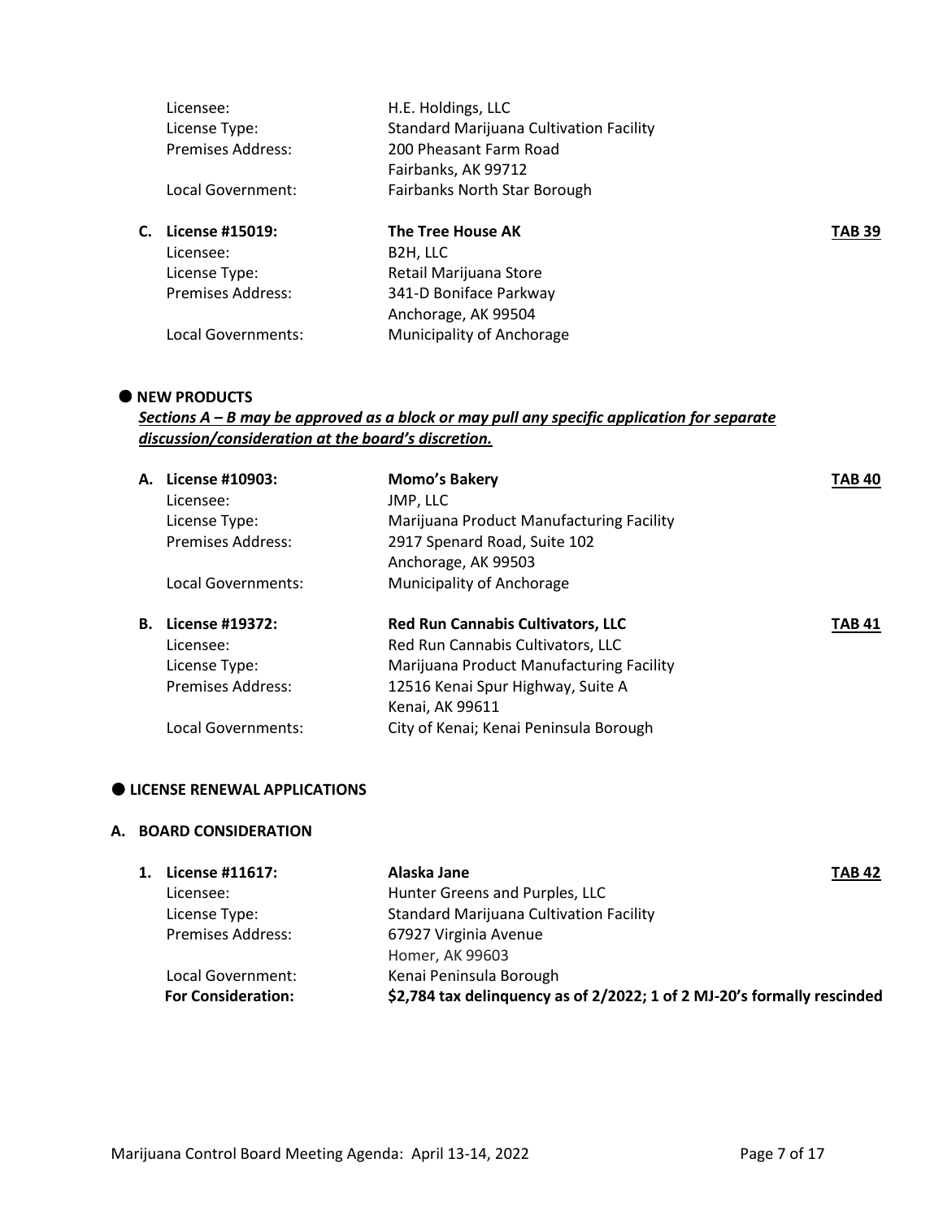| | |
|---|---|
| Licensee: | H.E. Holdings, LLC |
| License Type: | Standard Marijuana Cultivation Facility |
| Premises Address: | 200 Pheasant Farm Road<br>Fairbanks, AK 99712 |
| Local Government: | Fairbanks North Star Borough |

**C. License #15019:** **The Tree House AK** **TAB 39**

| | |
|---|---|
| Licensee: | B2H, LLC |
| License Type: | Retail Marijuana Store |
| Premises Address: | 341-D Boniface Parkway<br>Anchorage, AK 99504 |
| Local Governments: | Municipality of Anchorage |

## ● NEW PRODUCTS

***Sections A – B may be approved as a block or may pull any specific application for separate discussion/consideration at the board's discretion.***

**A. License #10903:** **Momo's Bakery** **TAB 40**

| | |
|---|---|
| Licensee: | JMP, LLC |
| License Type: | Marijuana Product Manufacturing Facility |
| Premises Address: | 2917 Spenard Road, Suite 102<br>Anchorage, AK 99503 |
| Local Governments: | Municipality of Anchorage |

**B. License #19372:** **Red Run Cannabis Cultivators, LLC** **TAB 41**

| | |
|---|---|
| Licensee: | Red Run Cannabis Cultivators, LLC |
| License Type: | Marijuana Product Manufacturing Facility |
| Premises Address: | 12516 Kenai Spur Highway, Suite A<br>Kenai, AK 99611 |
| Local Governments: | City of Kenai; Kenai Peninsula Borough |

## ● LICENSE RENEWAL APPLICATIONS

### A. BOARD CONSIDERATION

**1. License #11617:** **Alaska Jane** **TAB 42**

| | |
|---|---|
| Licensee: | Hunter Greens and Purples, LLC |
| License Type: | Standard Marijuana Cultivation Facility |
| Premises Address: | 67927 Virginia Avenue<br>Homer, AK 99603 |
| Local Government: | Kenai Peninsula Borough |
| **For Consideration:** | **$2,784 tax delinquency as of 2/2022; 1 of 2 MJ-20's formally rescinded** |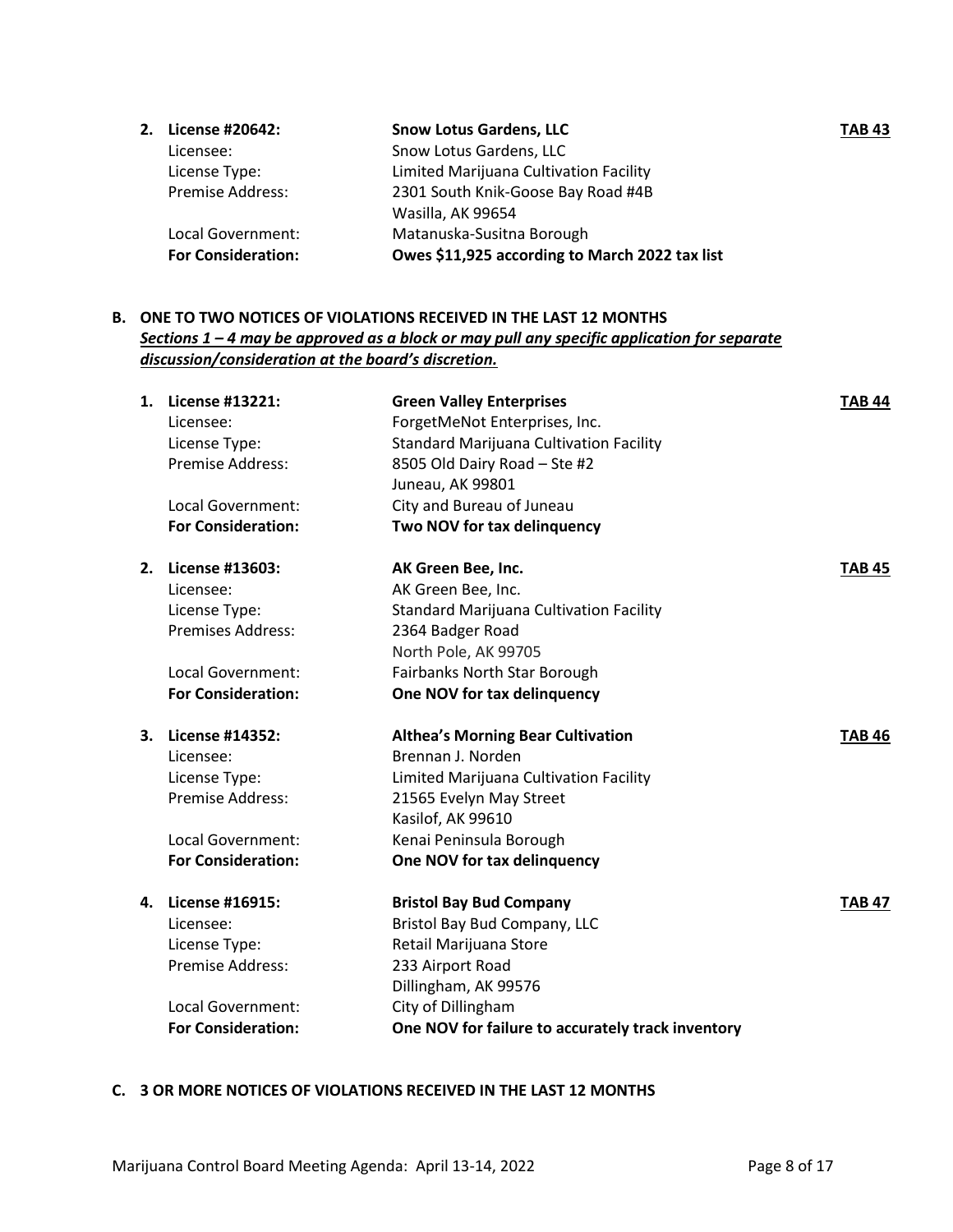2. **License #20642:** **Snow Lotus Gardens, LLC** **TAB 43**
   Licensee: Snow Lotus Gardens, LLC
   License Type: Limited Marijuana Cultivation Facility
   Premise Address: 2301 South Knik-Goose Bay Road #4B
   Wasilla, AK 99654
   Local Government: Matanuska-Susitna Borough
   **For Consideration:** **Owes $11,925 according to March 2022 tax list**

**B. ONE TO TWO NOTICES OF VIOLATIONS RECEIVED IN THE LAST 12 MONTHS**
***Sections 1 – 4 may be approved as a block or may pull any specific application for separate discussion/consideration at the board's discretion.***

1. **License #13221:** **Green Valley Enterprises** **TAB 44**
   Licensee: ForgetMeNot Enterprises, Inc.
   License Type: Standard Marijuana Cultivation Facility
   Premise Address: 8505 Old Dairy Road – Ste #2
   Juneau, AK 99801
   Local Government: City and Bureau of Juneau
   **For Consideration:** **Two NOV for tax delinquency**

2. **License #13603:** **AK Green Bee, Inc.** **TAB 45**
   Licensee: AK Green Bee, Inc.
   License Type: Standard Marijuana Cultivation Facility
   Premises Address: 2364 Badger Road
   North Pole, AK 99705
   Local Government: Fairbanks North Star Borough
   **For Consideration:** **One NOV for tax delinquency**

3. **License #14352:** **Althea's Morning Bear Cultivation** **TAB 46**
   Licensee: Brennan J. Norden
   License Type: Limited Marijuana Cultivation Facility
   Premise Address: 21565 Evelyn May Street
   Kasilof, AK 99610
   Local Government: Kenai Peninsula Borough
   **For Consideration:** **One NOV for tax delinquency**

4. **License #16915:** **Bristol Bay Bud Company** **TAB 47**
   Licensee: Bristol Bay Bud Company, LLC
   License Type: Retail Marijuana Store
   Premise Address: 233 Airport Road
   Dillingham, AK 99576
   Local Government: City of Dillingham
   **For Consideration:** **One NOV for failure to accurately track inventory**

**C. 3 OR MORE NOTICES OF VIOLATIONS RECEIVED IN THE LAST 12 MONTHS**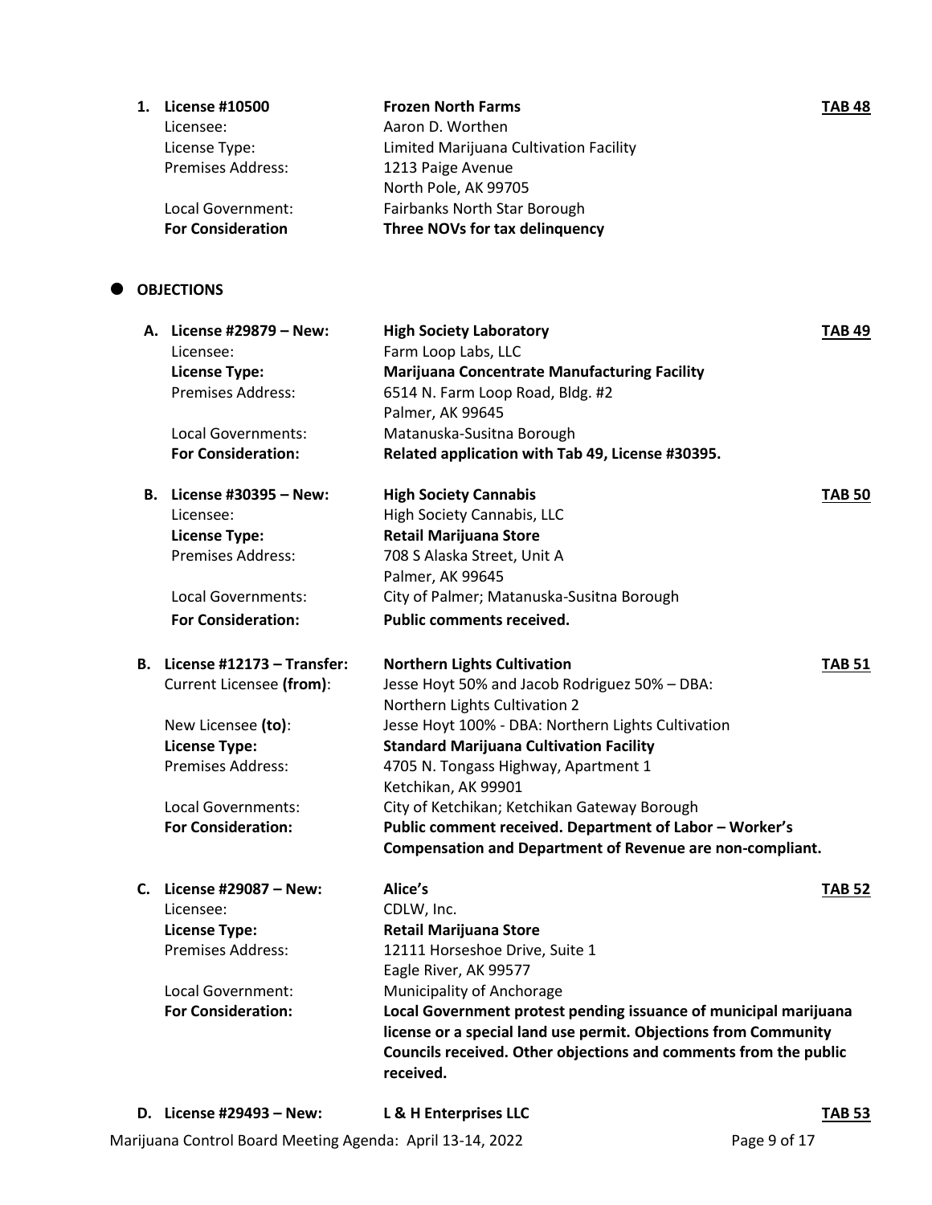1. **License #10500** — **Frozen North Farms** — **TAB 48**

   Licensee: Aaron D. Worthen
   License Type: Limited Marijuana Cultivation Facility
   Premises Address: 1213 Paige Avenue
   North Pole, AK 99705
   Local Government: Fairbanks North Star Borough
   **For Consideration** — **Three NOVs for tax delinquency**

- **OBJECTIONS**

   **A. License #29879 – New:** — **High Society Laboratory** — **TAB 49**

   Licensee: Farm Loop Labs, LLC
   **License Type:** **Marijuana Concentrate Manufacturing Facility**
   Premises Address: 6514 N. Farm Loop Road, Bldg. #2
   Palmer, AK 99645
   Local Governments: Matanuska-Susitna Borough
   **For Consideration:** **Related application with Tab 49, License #30395.**

   **B. License #30395 – New:** — **High Society Cannabis** — **TAB 50**

   Licensee: High Society Cannabis, LLC
   **License Type:** **Retail Marijuana Store**
   Premises Address: 708 S Alaska Street, Unit A
   Palmer, AK 99645
   Local Governments: City of Palmer; Matanuska-Susitna Borough
   **For Consideration:** **Public comments received.**

   **B. License #12173 – Transfer:** — **Northern Lights Cultivation** — **TAB 51**

   Current Licensee **(from)**: Jesse Hoyt 50% and Jacob Rodriguez 50% – DBA: Northern Lights Cultivation 2
   New Licensee **(to)**: Jesse Hoyt 100% - DBA: Northern Lights Cultivation
   **License Type:** **Standard Marijuana Cultivation Facility**
   Premises Address: 4705 N. Tongass Highway, Apartment 1
   Ketchikan, AK 99901
   Local Governments: City of Ketchikan; Ketchikan Gateway Borough
   **For Consideration:** **Public comment received. Department of Labor – Worker's Compensation and Department of Revenue are non-compliant.**

   **C. License #29087 – New:** — **Alice's** — **TAB 52**

   Licensee: CDLW, Inc.
   **License Type:** **Retail Marijuana Store**
   Premises Address: 12111 Horseshoe Drive, Suite 1
   Eagle River, AK 99577
   Local Government: Municipality of Anchorage
   **For Consideration:** **Local Government protest pending issuance of municipal marijuana license or a special land use permit. Objections from Community Councils received. Other objections and comments from the public received.**

   **D. License #29493 – New:** — **L & H Enterprises LLC** — **TAB 53**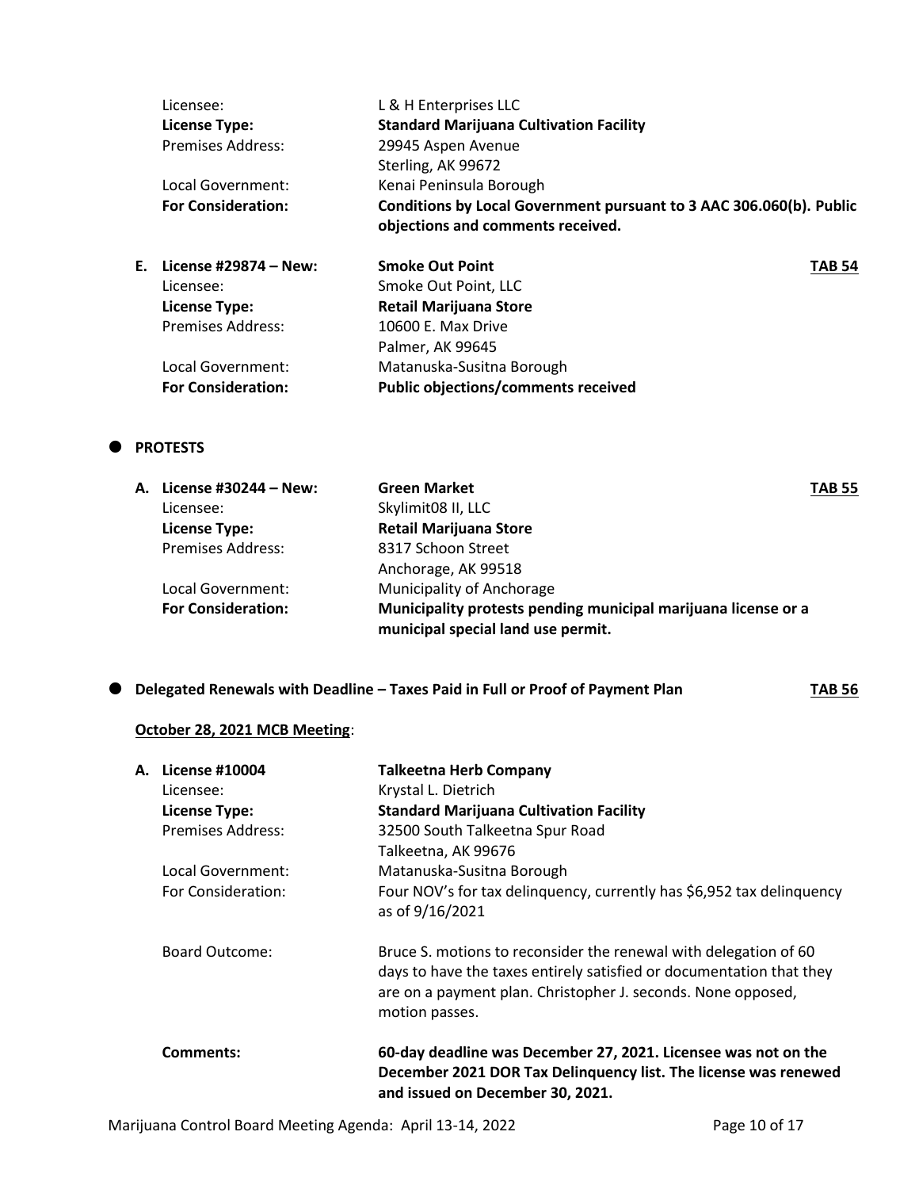| | |
|---|---|
| Licensee: | L & H Enterprises LLC |
| **License Type:** | **Standard Marijuana Cultivation Facility** |
| Premises Address: | 29945 Aspen Avenue<br>Sterling, AK 99672 |
| Local Government: | Kenai Peninsula Borough |
| **For Consideration:** | **Conditions by Local Government pursuant to 3 AAC 306.060(b). Public objections and comments received.** |

**E. License #29874 – New: Smoke Out Point** **TAB 54**

| | |
|---|---|
| Licensee: | Smoke Out Point, LLC |
| **License Type:** | **Retail Marijuana Store** |
| Premises Address: | 10600 E. Max Drive<br>Palmer, AK 99645 |
| Local Government: | Matanuska-Susitna Borough |
| **For Consideration:** | **Public objections/comments received** |

- **PROTESTS**

**A. License #30244 – New: Green Market** **TAB 55**

| | |
|---|---|
| Licensee: | Skylimit08 II, LLC |
| **License Type:** | **Retail Marijuana Store** |
| Premises Address: | 8317 Schoon Street<br>Anchorage, AK 99518 |
| Local Government: | Municipality of Anchorage |
| **For Consideration:** | **Municipality protests pending municipal marijuana license or a municipal special land use permit.** |

- **Delegated Renewals with Deadline – Taxes Paid in Full or Proof of Payment Plan** **TAB 56**

**October 28, 2021 MCB Meeting**:

**A. License #10004 Talkeetna Herb Company**

| | |
|---|---|
| Licensee: | Krystal L. Dietrich |
| **License Type:** | **Standard Marijuana Cultivation Facility** |
| Premises Address: | 32500 South Talkeetna Spur Road<br>Talkeetna, AK 99676 |
| Local Government: | Matanuska-Susitna Borough |
| For Consideration: | Four NOV's for tax delinquency, currently has $6,952 tax delinquency as of 9/16/2021 |
| Board Outcome: | Bruce S. motions to reconsider the renewal with delegation of 60 days to have the taxes entirely satisfied or documentation that they are on a payment plan. Christopher J. seconds. None opposed, motion passes. |
| **Comments:** | **60-day deadline was December 27, 2021. Licensee was not on the December 2021 DOR Tax Delinquency list. The license was renewed and issued on December 30, 2021.** |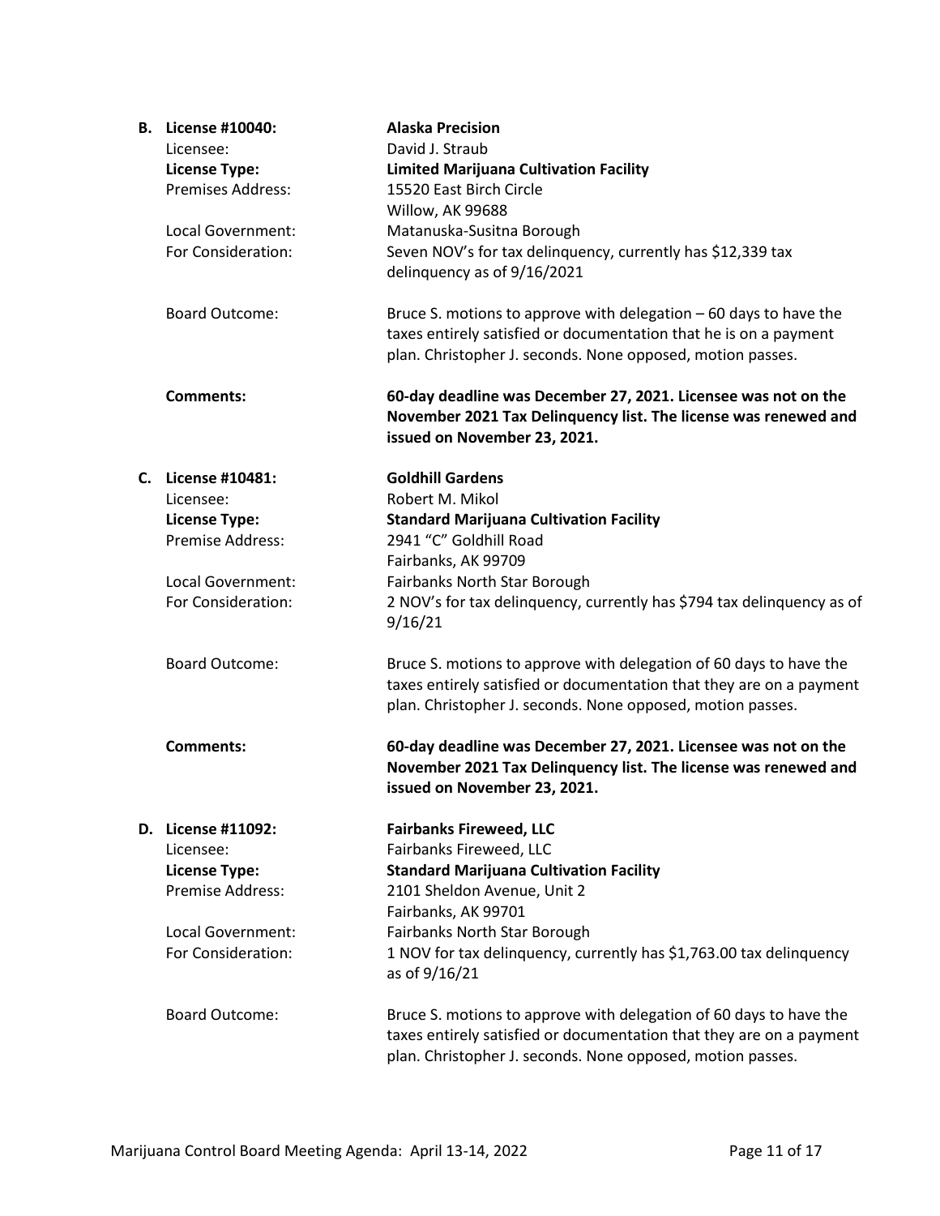**B. License #10040:** **Alaska Precision**

Licensee: David J. Straub

**License Type:** **Limited Marijuana Cultivation Facility**

Premises Address: 15520 East Birch Circle
Willow, AK 99688

Local Government: Matanuska-Susitna Borough

For Consideration: Seven NOV's for tax delinquency, currently has $12,339 tax delinquency as of 9/16/2021

Board Outcome: Bruce S. motions to approve with delegation – 60 days to have the taxes entirely satisfied or documentation that he is on a payment plan. Christopher J. seconds. None opposed, motion passes.

**Comments:** **60-day deadline was December 27, 2021. Licensee was not on the November 2021 Tax Delinquency list. The license was renewed and issued on November 23, 2021.**

**C. License #10481:** **Goldhill Gardens**

Licensee: Robert M. Mikol

**License Type:** **Standard Marijuana Cultivation Facility**

Premise Address: 2941 "C" Goldhill Road
Fairbanks, AK 99709

Local Government: Fairbanks North Star Borough

For Consideration: 2 NOV's for tax delinquency, currently has $794 tax delinquency as of 9/16/21

Board Outcome: Bruce S. motions to approve with delegation of 60 days to have the taxes entirely satisfied or documentation that they are on a payment plan. Christopher J. seconds. None opposed, motion passes.

**Comments:** **60-day deadline was December 27, 2021. Licensee was not on the November 2021 Tax Delinquency list. The license was renewed and issued on November 23, 2021.**

**D. License #11092:** **Fairbanks Fireweed, LLC**

Licensee: Fairbanks Fireweed, LLC

**License Type:** **Standard Marijuana Cultivation Facility**

Premise Address: 2101 Sheldon Avenue, Unit 2
Fairbanks, AK 99701

Local Government: Fairbanks North Star Borough

For Consideration: 1 NOV for tax delinquency, currently has $1,763.00 tax delinquency as of 9/16/21

Board Outcome: Bruce S. motions to approve with delegation of 60 days to have the taxes entirely satisfied or documentation that they are on a payment plan. Christopher J. seconds. None opposed, motion passes.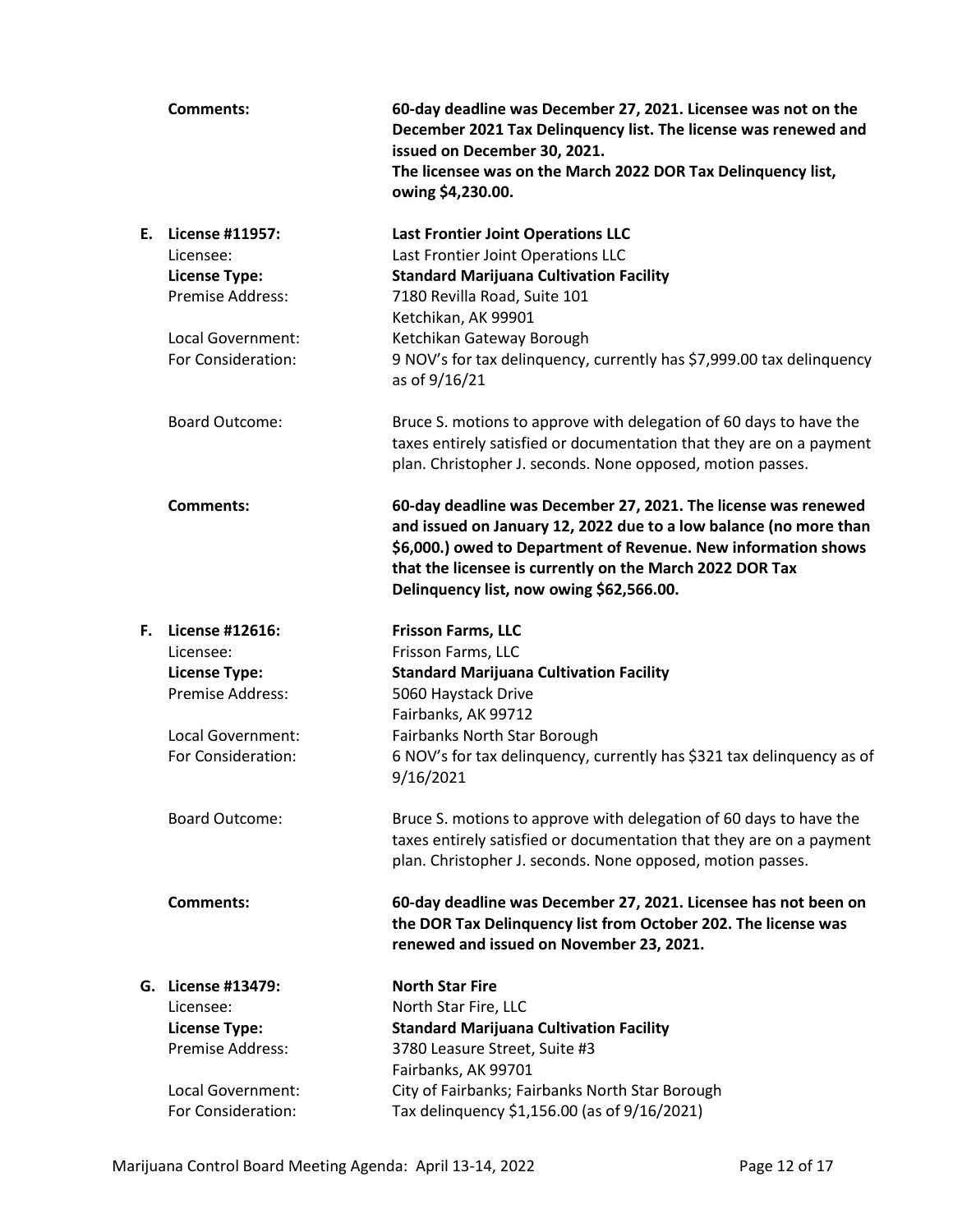**Comments:** **60-day deadline was December 27, 2021. Licensee was not on the December 2021 Tax Delinquency list. The license was renewed and issued on December 30, 2021. The licensee was on the March 2022 DOR Tax Delinquency list, owing $4,230.00.**

**E. License #11957:** **Last Frontier Joint Operations LLC**

Licensee: Last Frontier Joint Operations LLC

**License Type:** **Standard Marijuana Cultivation Facility**

Premise Address: 7180 Revilla Road, Suite 101, Ketchikan, AK 99901

Local Government: Ketchikan Gateway Borough

For Consideration: 9 NOV's for tax delinquency, currently has $7,999.00 tax delinquency as of 9/16/21

Board Outcome: Bruce S. motions to approve with delegation of 60 days to have the taxes entirely satisfied or documentation that they are on a payment plan. Christopher J. seconds. None opposed, motion passes.

**Comments:** **60-day deadline was December 27, 2021. The license was renewed and issued on January 12, 2022 due to a low balance (no more than $6,000.) owed to Department of Revenue. New information shows that the licensee is currently on the March 2022 DOR Tax Delinquency list, now owing $62,566.00.**

**F. License #12616:** **Frisson Farms, LLC**

Licensee: Frisson Farms, LLC

**License Type:** **Standard Marijuana Cultivation Facility**

Premise Address: 5060 Haystack Drive, Fairbanks, AK 99712

Local Government: Fairbanks North Star Borough

For Consideration: 6 NOV's for tax delinquency, currently has $321 tax delinquency as of 9/16/2021

Board Outcome: Bruce S. motions to approve with delegation of 60 days to have the taxes entirely satisfied or documentation that they are on a payment plan. Christopher J. seconds. None opposed, motion passes.

**Comments:** **60-day deadline was December 27, 2021. Licensee has not been on the DOR Tax Delinquency list from October 202. The license was renewed and issued on November 23, 2021.**

**G. License #13479:** **North Star Fire**

Licensee: North Star Fire, LLC

**License Type:** **Standard Marijuana Cultivation Facility**

Premise Address: 3780 Leasure Street, Suite #3, Fairbanks, AK 99701

Local Government: City of Fairbanks; Fairbanks North Star Borough

For Consideration: Tax delinquency $1,156.00 (as of 9/16/2021)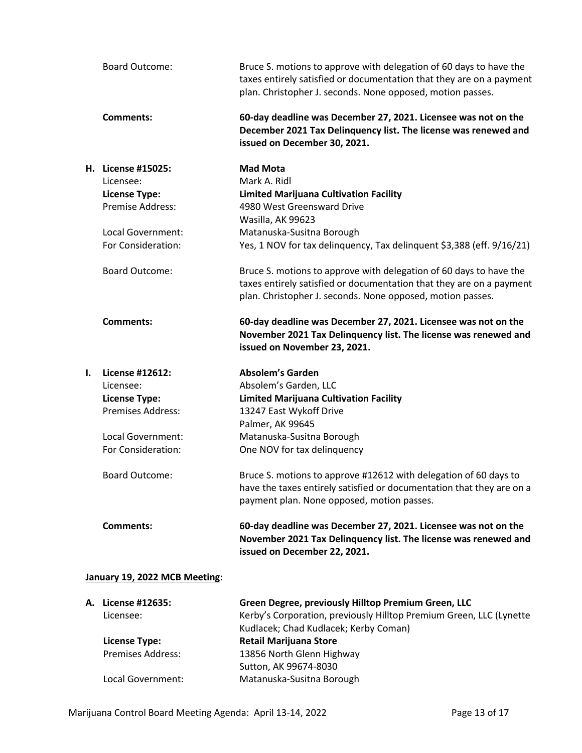Board Outcome: Bruce S. motions to approve with delegation of 60 days to have the taxes entirely satisfied or documentation that they are on a payment plan. Christopher J. seconds. None opposed, motion passes.

**Comments:** **60-day deadline was December 27, 2021. Licensee was not on the December 2021 Tax Delinquency list. The license was renewed and issued on December 30, 2021.**

**H. License #15025:** **Mad Mota**
Licensee: Mark A. Ridl
**License Type:** **Limited Marijuana Cultivation Facility**
Premise Address: 4980 West Greensward Drive
Wasilla, AK 99623
Local Government: Matanuska-Susitna Borough
For Consideration: Yes, 1 NOV for tax delinquency, Tax delinquent $3,388 (eff. 9/16/21)

Board Outcome: Bruce S. motions to approve with delegation of 60 days to have the taxes entirely satisfied or documentation that they are on a payment plan. Christopher J. seconds. None opposed, motion passes.

**Comments:** **60-day deadline was December 27, 2021. Licensee was not on the November 2021 Tax Delinquency list. The license was renewed and issued on November 23, 2021.**

**I. License #12612:** **Absolem's Garden**
Licensee: Absolem's Garden, LLC
**License Type:** **Limited Marijuana Cultivation Facility**
Premises Address: 13247 East Wykoff Drive
Palmer, AK 99645
Local Government: Matanuska-Susitna Borough
For Consideration: One NOV for tax delinquency

Board Outcome: Bruce S. motions to approve #12612 with delegation of 60 days to have the taxes entirely satisfied or documentation that they are on a payment plan. None opposed, motion passes.

**Comments:** **60-day deadline was December 27, 2021. Licensee was not on the November 2021 Tax Delinquency list. The license was renewed and issued on December 22, 2021.**

**<u>January 19, 2022 MCB Meeting</u>:**

**A. License #12635:** **Green Degree, previously Hilltop Premium Green, LLC**
Licensee: Kerby's Corporation, previously Hilltop Premium Green, LLC (Lynette Kudlacek; Chad Kudlacek; Kerby Coman)
**License Type:** **Retail Marijuana Store**
Premises Address: 13856 North Glenn Highway
Sutton, AK 99674-8030
Local Government: Matanuska-Susitna Borough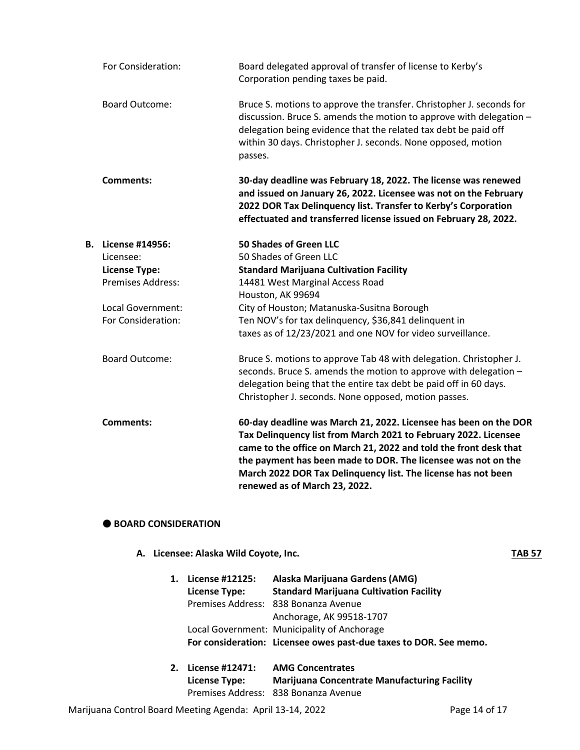For Consideration: Board delegated approval of transfer of license to Kerby's Corporation pending taxes be paid.

Board Outcome: Bruce S. motions to approve the transfer. Christopher J. seconds for discussion. Bruce S. amends the motion to approve with delegation – delegation being evidence that the related tax debt be paid off within 30 days. Christopher J. seconds. None opposed, motion passes.

**Comments:** **30-day deadline was February 18, 2022. The license was renewed and issued on January 26, 2022. Licensee was not on the February 2022 DOR Tax Delinquency list. Transfer to Kerby's Corporation effectuated and transferred license issued on February 28, 2022.**

**B. License #14956:** **50 Shades of Green LLC**

Licensee: 50 Shades of Green LLC

**License Type:** **Standard Marijuana Cultivation Facility**

Premises Address: 14481 West Marginal Access Road
Houston, AK 99694

Local Government: City of Houston; Matanuska-Susitna Borough

For Consideration: Ten NOV's for tax delinquency, $36,841 delinquent in taxes as of 12/23/2021 and one NOV for video surveillance.

Board Outcome: Bruce S. motions to approve Tab 48 with delegation. Christopher J. seconds. Bruce S. amends the motion to approve with delegation – delegation being that the entire tax debt be paid off in 60 days. Christopher J. seconds. None opposed, motion passes.

**Comments:** **60-day deadline was March 21, 2022. Licensee has been on the DOR Tax Delinquency list from March 2021 to February 2022. Licensee came to the office on March 21, 2022 and told the front desk that the payment has been made to DOR. The licensee was not on the March 2022 DOR Tax Delinquency list. The license has not been renewed as of March 23, 2022.**

● **BOARD CONSIDERATION**

**A. Licensee: Alaska Wild Coyote, Inc.** **TAB 57**

1. **License #12125:** **Alaska Marijuana Gardens (AMG)**
   **License Type:** **Standard Marijuana Cultivation Facility**
   Premises Address: 838 Bonanza Avenue
   Anchorage, AK 99518-1707
   Local Government: Municipality of Anchorage
   **For consideration: Licensee owes past-due taxes to DOR. See memo.**

2. **License #12471:** **AMG Concentrates**
   **License Type:** **Marijuana Concentrate Manufacturing Facility**
   Premises Address: 838 Bonanza Avenue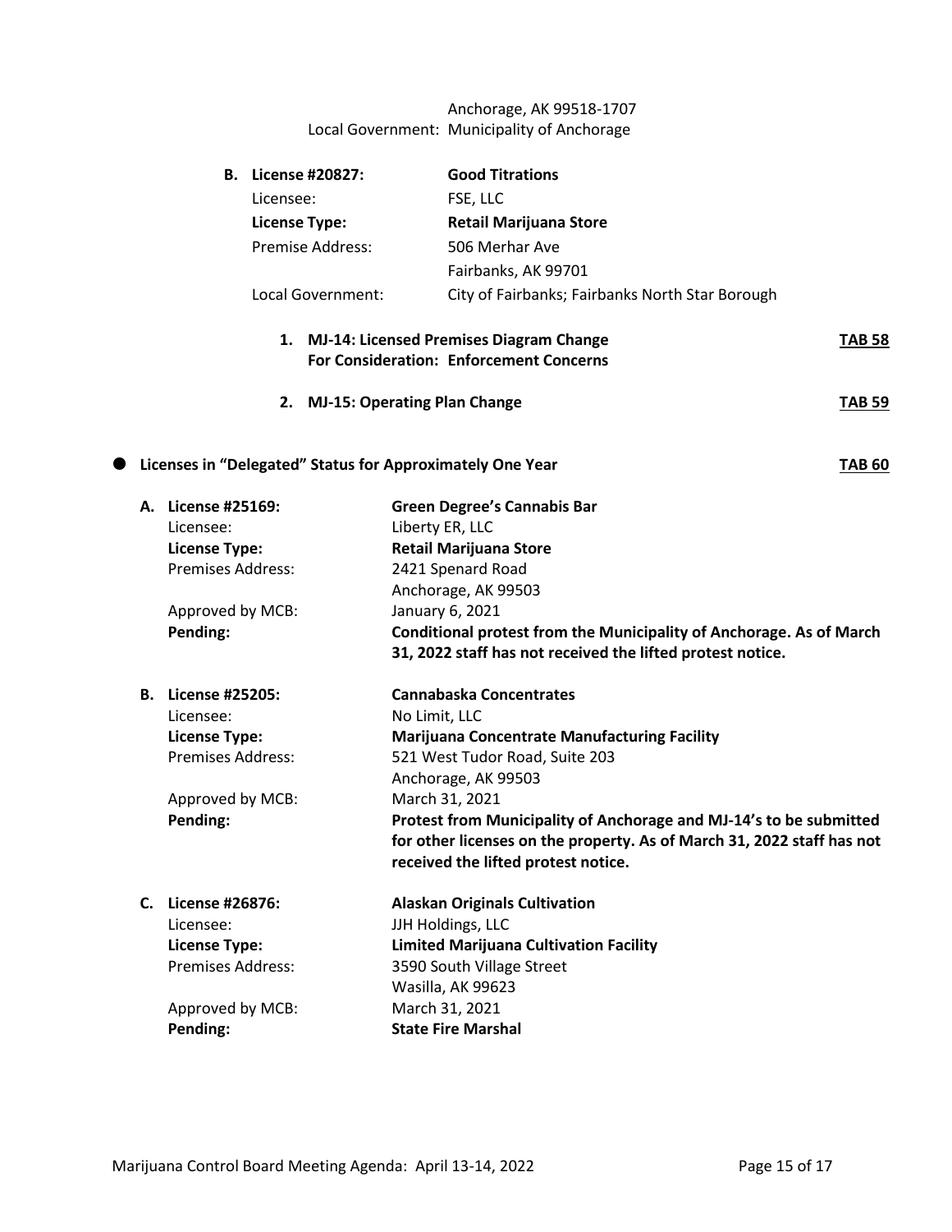Anchorage, AK 99518-1707
Local Government: Municipality of Anchorage

**B. License #20827:** **Good Titrations**
Licensee: FSE, LLC
**License Type:** **Retail Marijuana Store**
Premise Address: 506 Merhar Ave
Fairbanks, AK 99701
Local Government: City of Fairbanks; Fairbanks North Star Borough

1. **MJ-14: Licensed Premises Diagram Change** **TAB 58**
   **For Consideration: Enforcement Concerns**

2. **MJ-15: Operating Plan Change** **TAB 59**

- **Licenses in "Delegated" Status for Approximately One Year** **TAB 60**

**A. License #25169:** **Green Degree's Cannabis Bar**
Licensee: Liberty ER, LLC
**License Type:** **Retail Marijuana Store**
Premises Address: 2421 Spenard Road
Anchorage, AK 99503
Approved by MCB: January 6, 2021
**Pending:** **Conditional protest from the Municipality of Anchorage. As of March 31, 2022 staff has not received the lifted protest notice.**

**B. License #25205:** **Cannabaska Concentrates**
Licensee: No Limit, LLC
**License Type:** **Marijuana Concentrate Manufacturing Facility**
Premises Address: 521 West Tudor Road, Suite 203
Anchorage, AK 99503
Approved by MCB: March 31, 2021
**Pending:** **Protest from Municipality of Anchorage and MJ-14's to be submitted for other licenses on the property. As of March 31, 2022 staff has not received the lifted protest notice.**

**C. License #26876:** **Alaskan Originals Cultivation**
Licensee: JJH Holdings, LLC
**License Type:** **Limited Marijuana Cultivation Facility**
Premises Address: 3590 South Village Street
Wasilla, AK 99623
Approved by MCB: March 31, 2021
**Pending:** **State Fire Marshal**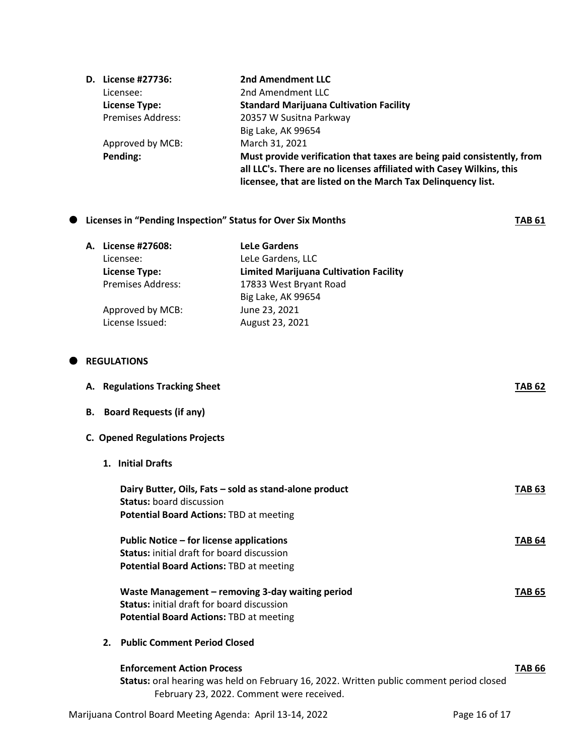**D. License #27736:** **2nd Amendment LLC**
Licensee: 2nd Amendment LLC
**License Type:** **Standard Marijuana Cultivation Facility**
Premises Address: 20357 W Susitna Parkway
Big Lake, AK 99654
Approved by MCB: March 31, 2021
**Pending:** **Must provide verification that taxes are being paid consistently, from all LLC's. There are no licenses affiliated with Casey Wilkins, this licensee, that are listed on the March Tax Delinquency list.**

- **Licenses in "Pending Inspection" Status for Over Six Months** **TAB 61**

**A. License #27608:** **LeLe Gardens**
Licensee: LeLe Gardens, LLC
**License Type:** **Limited Marijuana Cultivation Facility**
Premises Address: 17833 West Bryant Road
Big Lake, AK 99654
Approved by MCB: June 23, 2021
License Issued: August 23, 2021

- **REGULATIONS**

**A. Regulations Tracking Sheet** **TAB 62**

**B. Board Requests (if any)**

**C. Opened Regulations Projects**

**1. Initial Drafts**

**Dairy Butter, Oils, Fats – sold as stand-alone product** **TAB 63**
**Status:** board discussion
**Potential Board Actions:** TBD at meeting

**Public Notice – for license applications** **TAB 64**
**Status:** initial draft for board discussion
**Potential Board Actions:** TBD at meeting

**Waste Management – removing 3-day waiting period** **TAB 65**
**Status:** initial draft for board discussion
**Potential Board Actions:** TBD at meeting

**2. Public Comment Period Closed**

**Enforcement Action Process** **TAB 66**
**Status:** oral hearing was held on February 16, 2022. Written public comment period closed February 23, 2022. Comment were received.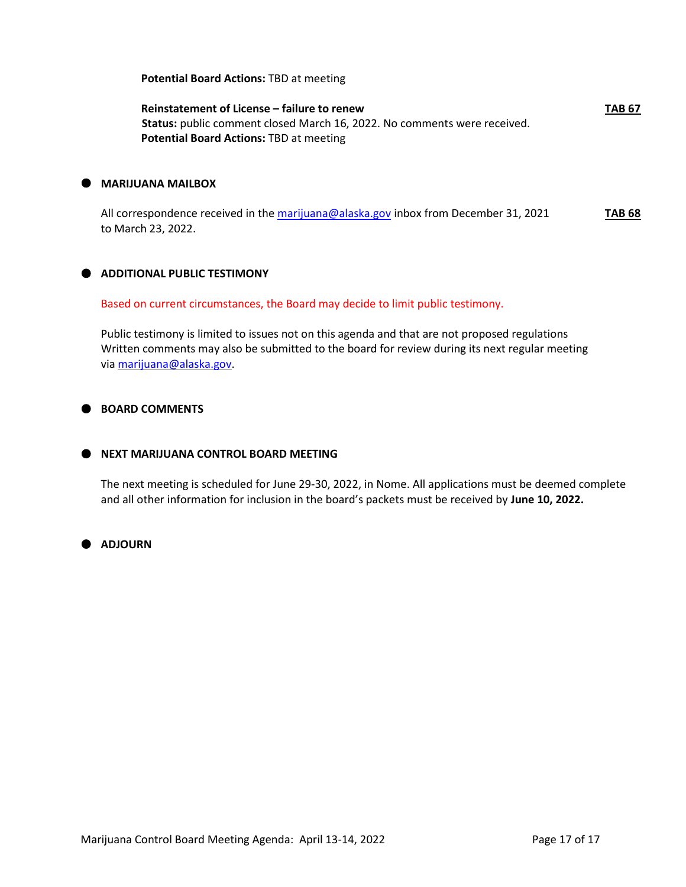**Potential Board Actions:** TBD at meeting

**Reinstatement of License – failure to renew** **TAB 67**
**Status:** public comment closed March 16, 2022. No comments were received.
**Potential Board Actions:** TBD at meeting

- **MARIJUANA MAILBOX**

All correspondence received in the marijuana@alaska.gov inbox from December 31, 2021 to March 23, 2022. **TAB 68**

- **ADDITIONAL PUBLIC TESTIMONY**

Based on current circumstances, the Board may decide to limit public testimony.

Public testimony is limited to issues not on this agenda and that are not proposed regulations
Written comments may also be submitted to the board for review during its next regular meeting via marijuana@alaska.gov.

- **BOARD COMMENTS**

- **NEXT MARIJUANA CONTROL BOARD MEETING**

The next meeting is scheduled for June 29-30, 2022, in Nome. All applications must be deemed complete and all other information for inclusion in the board's packets must be received by **June 10, 2022.**

- **ADJOURN**